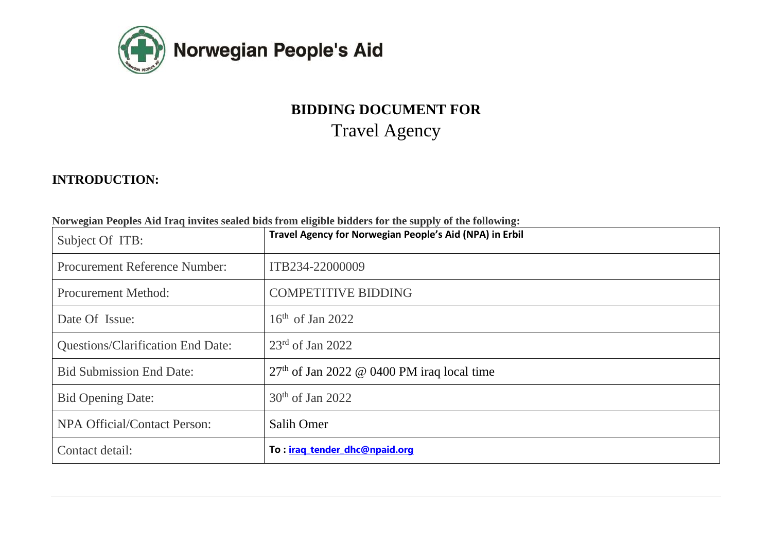Norwegian People's Aid

# BIDDING DOCUMENT FOR

## Travel Agency

## INTRODUCTION:

**Norwegian Peoples Aid Iraq invites sealed bids from eligible bidders for the supply of the following:**

| | |
|---|---|
| Subject Of ITB: | **Travel Agency for Norwegian People's Aid (NPA) in Erbil** |
| Procurement Reference Number: | ITB234-22000009 |
| Procurement Method: | COMPETITIVE BIDDING |
| Date Of Issue: | 16th of Jan 2022 |
| Questions/Clarification End Date: | 23rd of Jan 2022 |
| Bid Submission End Date: | 27th of Jan 2022 @ 0400 PM iraq local time |
| Bid Opening Date: | 30th of Jan 2022 |
| NPA Official/Contact Person: | Salih Omer |
| Contact detail: | **To : iraq_tender_dhc@npaid.org** |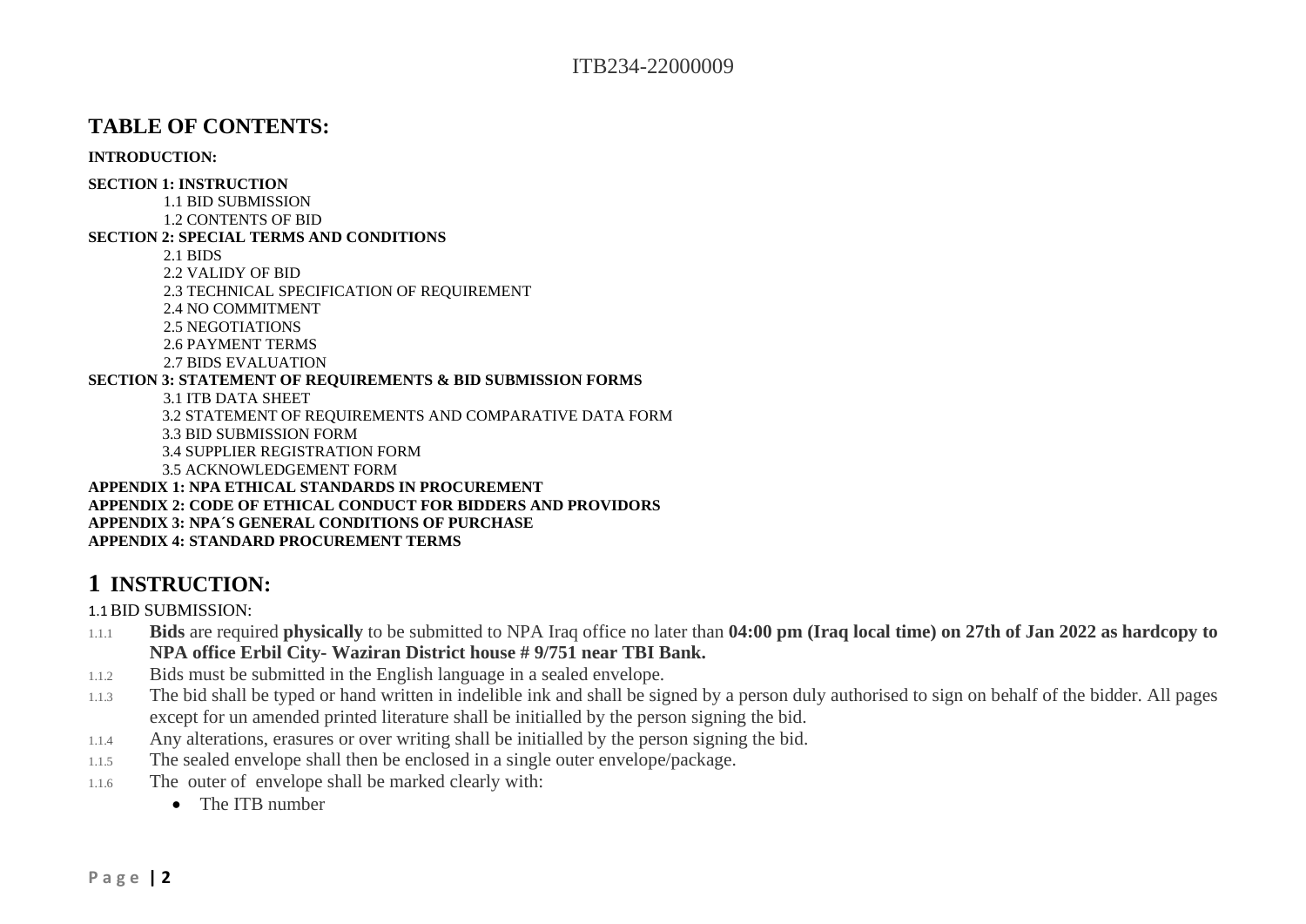## TABLE OF CONTENTS:

**INTRODUCTION:**

**SECTION 1: INSTRUCTION**

- 1.1 BID SUBMISSION
- 1.2 CONTENTS OF BID

**SECTION 2: SPECIAL TERMS AND CONDITIONS**

- 2.1 BIDS
- 2.2 VALIDY OF BID
- 2.3 TECHNICAL SPECIFICATION OF REQUIREMENT
- 2.4 NO COMMITMENT
- 2.5 NEGOTIATIONS
- 2.6 PAYMENT TERMS
- 2.7 BIDS EVALUATION

**SECTION 3: STATEMENT OF REQUIREMENTS & BID SUBMISSION FORMS**

- 3.1 ITB DATA SHEET
- 3.2 STATEMENT OF REQUIREMENTS AND COMPARATIVE DATA FORM
- 3.3 BID SUBMISSION FORM
- 3.4 SUPPLIER REGISTRATION FORM
- 3.5 ACKNOWLEDGEMENT FORM

**APPENDIX 1: NPA ETHICAL STANDARDS IN PROCUREMENT**

**APPENDIX 2: CODE OF ETHICAL CONDUCT FOR BIDDERS AND PROVIDORS**

**APPENDIX 3: NPA´S GENERAL CONDITIONS OF PURCHASE**

**APPENDIX 4: STANDARD PROCUREMENT TERMS**

# 1 INSTRUCTION:

1.1 BID SUBMISSION:

1.1.1 **Bids** are required **physically** to be submitted to NPA Iraq office no later than **04:00 pm (Iraq local time) on 27th of Jan 2022 as hardcopy to NPA office Erbil City- Waziran District house # 9/751 near TBI Bank.**

1.1.2 Bids must be submitted in the English language in a sealed envelope.

1.1.3 The bid shall be typed or hand written in indelible ink and shall be signed by a person duly authorised to sign on behalf of the bidder. All pages except for un amended printed literature shall be initialled by the person signing the bid.

1.1.4 Any alterations, erasures or over writing shall be initialled by the person signing the bid.

1.1.5 The sealed envelope shall then be enclosed in a single outer envelope/package.

1.1.6 The outer of envelope shall be marked clearly with:

- The ITB number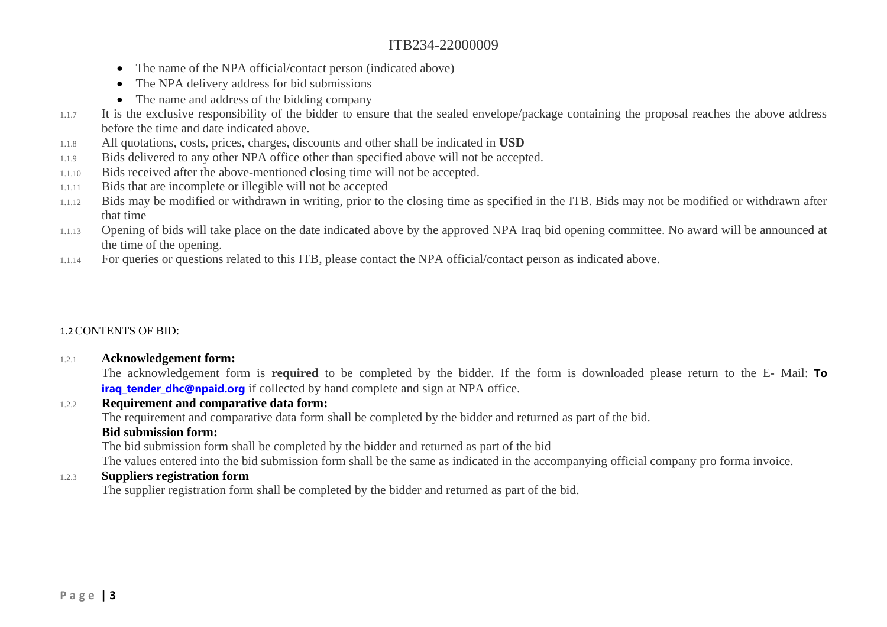- The name of the NPA official/contact person (indicated above)
- The NPA delivery address for bid submissions
- The name and address of the bidding company

1.1.7 It is the exclusive responsibility of the bidder to ensure that the sealed envelope/package containing the proposal reaches the above address before the time and date indicated above.

1.1.8 All quotations, costs, prices, charges, discounts and other shall be indicated in **USD**

1.1.9 Bids delivered to any other NPA office other than specified above will not be accepted.

1.1.10 Bids received after the above-mentioned closing time will not be accepted.

1.1.11 Bids that are incomplete or illegible will not be accepted

1.1.12 Bids may be modified or withdrawn in writing, prior to the closing time as specified in the ITB. Bids may not be modified or withdrawn after that time

1.1.13 Opening of bids will take place on the date indicated above by the approved NPA Iraq bid opening committee. No award will be announced at the time of the opening.

1.1.14 For queries or questions related to this ITB, please contact the NPA official/contact person as indicated above.

## 1.2 CONTENTS OF BID:

1.2.1 **Acknowledgement form:**

The acknowledgement form is **required** to be completed by the bidder. If the form is downloaded please return to the E- Mail: **To** **iraq_tender_dhc@npaid.org** if collected by hand complete and sign at NPA office.

1.2.2 **Requirement and comparative data form:**

The requirement and comparative data form shall be completed by the bidder and returned as part of the bid.

**Bid submission form:**

The bid submission form shall be completed by the bidder and returned as part of the bid

The values entered into the bid submission form shall be the same as indicated in the accompanying official company pro forma invoice.

1.2.3 **Suppliers registration form**

The supplier registration form shall be completed by the bidder and returned as part of the bid.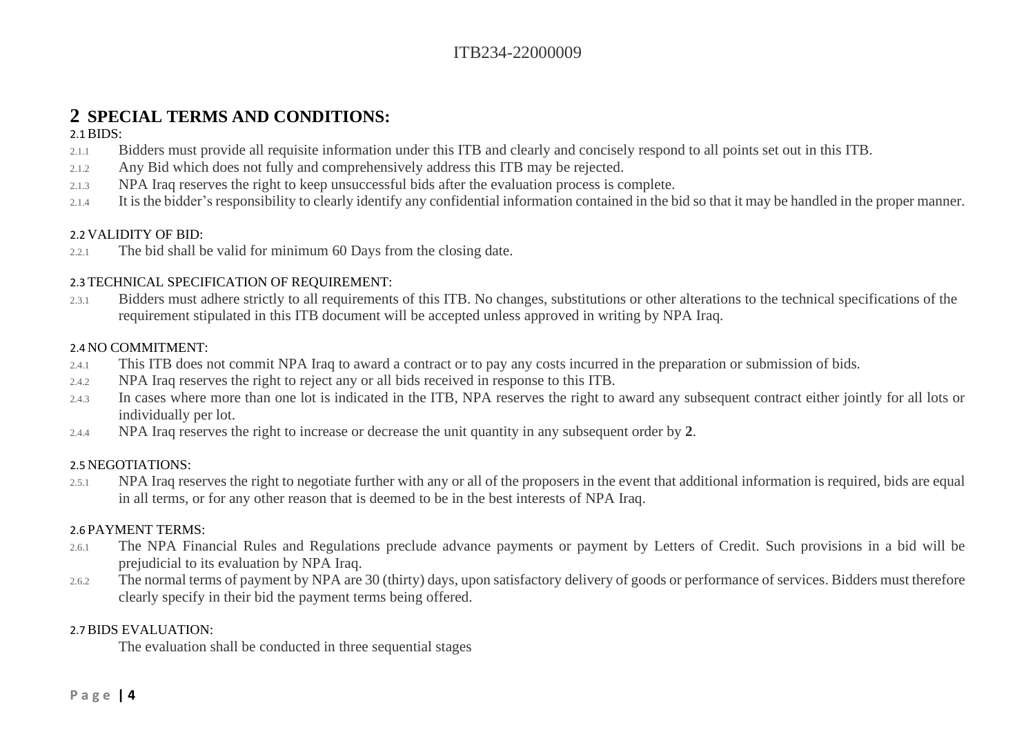# 2 SPECIAL TERMS AND CONDITIONS:

## 2.1 BIDS:

2.1.1 Bidders must provide all requisite information under this ITB and clearly and concisely respond to all points set out in this ITB.

2.1.2 Any Bid which does not fully and comprehensively address this ITB may be rejected.

2.1.3 NPA Iraq reserves the right to keep unsuccessful bids after the evaluation process is complete.

2.1.4 It is the bidder's responsibility to clearly identify any confidential information contained in the bid so that it may be handled in the proper manner.

## 2.2 VALIDITY OF BID:

2.2.1 The bid shall be valid for minimum 60 Days from the closing date.

## 2.3 TECHNICAL SPECIFICATION OF REQUIREMENT:

2.3.1 Bidders must adhere strictly to all requirements of this ITB. No changes, substitutions or other alterations to the technical specifications of the requirement stipulated in this ITB document will be accepted unless approved in writing by NPA Iraq.

## 2.4 NO COMMITMENT:

2.4.1 This ITB does not commit NPA Iraq to award a contract or to pay any costs incurred in the preparation or submission of bids.

2.4.2 NPA Iraq reserves the right to reject any or all bids received in response to this ITB.

2.4.3 In cases where more than one lot is indicated in the ITB, NPA reserves the right to award any subsequent contract either jointly for all lots or individually per lot.

2.4.4 NPA Iraq reserves the right to increase or decrease the unit quantity in any subsequent order by **2**.

## 2.5 NEGOTIATIONS:

2.5.1 NPA Iraq reserves the right to negotiate further with any or all of the proposers in the event that additional information is required, bids are equal in all terms, or for any other reason that is deemed to be in the best interests of NPA Iraq.

## 2.6 PAYMENT TERMS:

2.6.1 The NPA Financial Rules and Regulations preclude advance payments or payment by Letters of Credit. Such provisions in a bid will be prejudicial to its evaluation by NPA Iraq.

2.6.2 The normal terms of payment by NPA are 30 (thirty) days, upon satisfactory delivery of goods or performance of services. Bidders must therefore clearly specify in their bid the payment terms being offered.

## 2.7 BIDS EVALUATION:

The evaluation shall be conducted in three sequential stages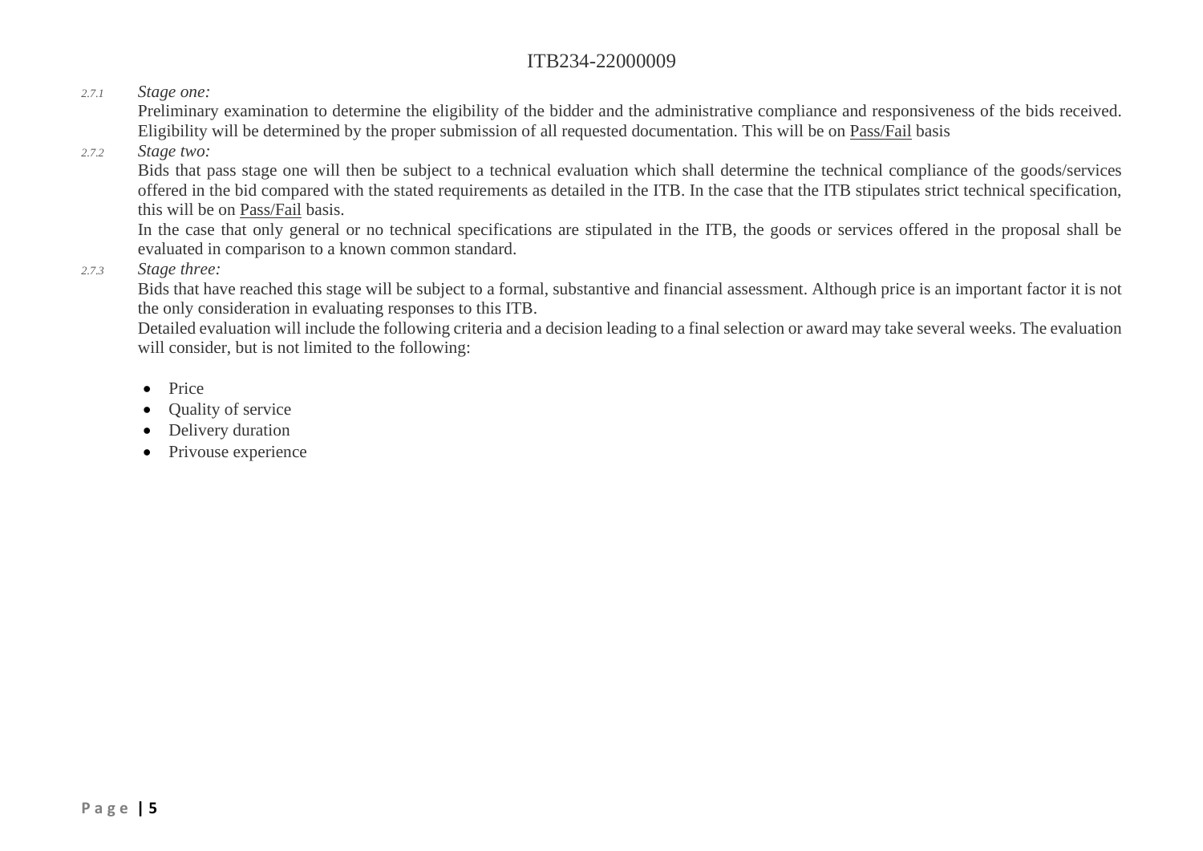*2.7.1* *Stage one:*

Preliminary examination to determine the eligibility of the bidder and the administrative compliance and responsiveness of the bids received. Eligibility will be determined by the proper submission of all requested documentation. This will be on <u>Pass/Fail</u> basis

*2.7.2* *Stage two:*

Bids that pass stage one will then be subject to a technical evaluation which shall determine the technical compliance of the goods/services offered in the bid compared with the stated requirements as detailed in the ITB. In the case that the ITB stipulates strict technical specification, this will be on <u>Pass/Fail</u> basis.

In the case that only general or no technical specifications are stipulated in the ITB, the goods or services offered in the proposal shall be evaluated in comparison to a known common standard.

*2.7.3* *Stage three:*

Bids that have reached this stage will be subject to a formal, substantive and financial assessment. Although price is an important factor it is not the only consideration in evaluating responses to this ITB.

Detailed evaluation will include the following criteria and a decision leading to a final selection or award may take several weeks. The evaluation will consider, but is not limited to the following:

- Price
- Quality of service
- Delivery duration
- Privouse experience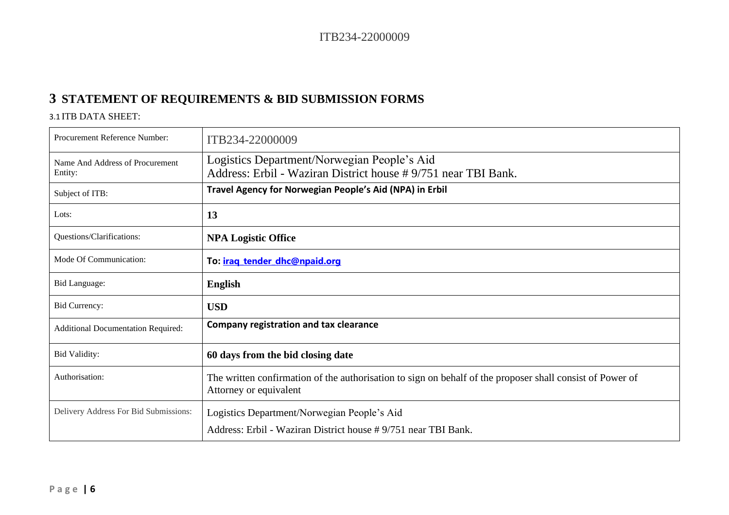# 3 STATEMENT OF REQUIREMENTS & BID SUBMISSION FORMS

## 3.1 ITB DATA SHEET:

| Procurement Reference Number: | ITB234-22000009 |
|---|---|
| Name And Address of Procurement Entity: | Logistics Department/Norwegian People's Aid<br>Address: Erbil - Waziran District house # 9/751 near TBI Bank. |
| Subject of ITB: | **Travel Agency for Norwegian People's Aid (NPA) in Erbil** |
| Lots: | **13** |
| Questions/Clarifications: | **NPA Logistic Office** |
| Mode Of Communication: | **To: iraq_tender_dhc@npaid.org** |
| Bid Language: | **English** |
| Bid Currency: | **USD** |
| Additional Documentation Required: | **Company registration and tax clearance** |
| Bid Validity: | **60 days from the bid closing date** |
| Authorisation: | The written confirmation of the authorisation to sign on behalf of the proposer shall consist of Power of Attorney or equivalent |
| Delivery Address For Bid Submissions: | Logistics Department/Norwegian People's Aid<br>Address: Erbil - Waziran District house # 9/751 near TBI Bank. |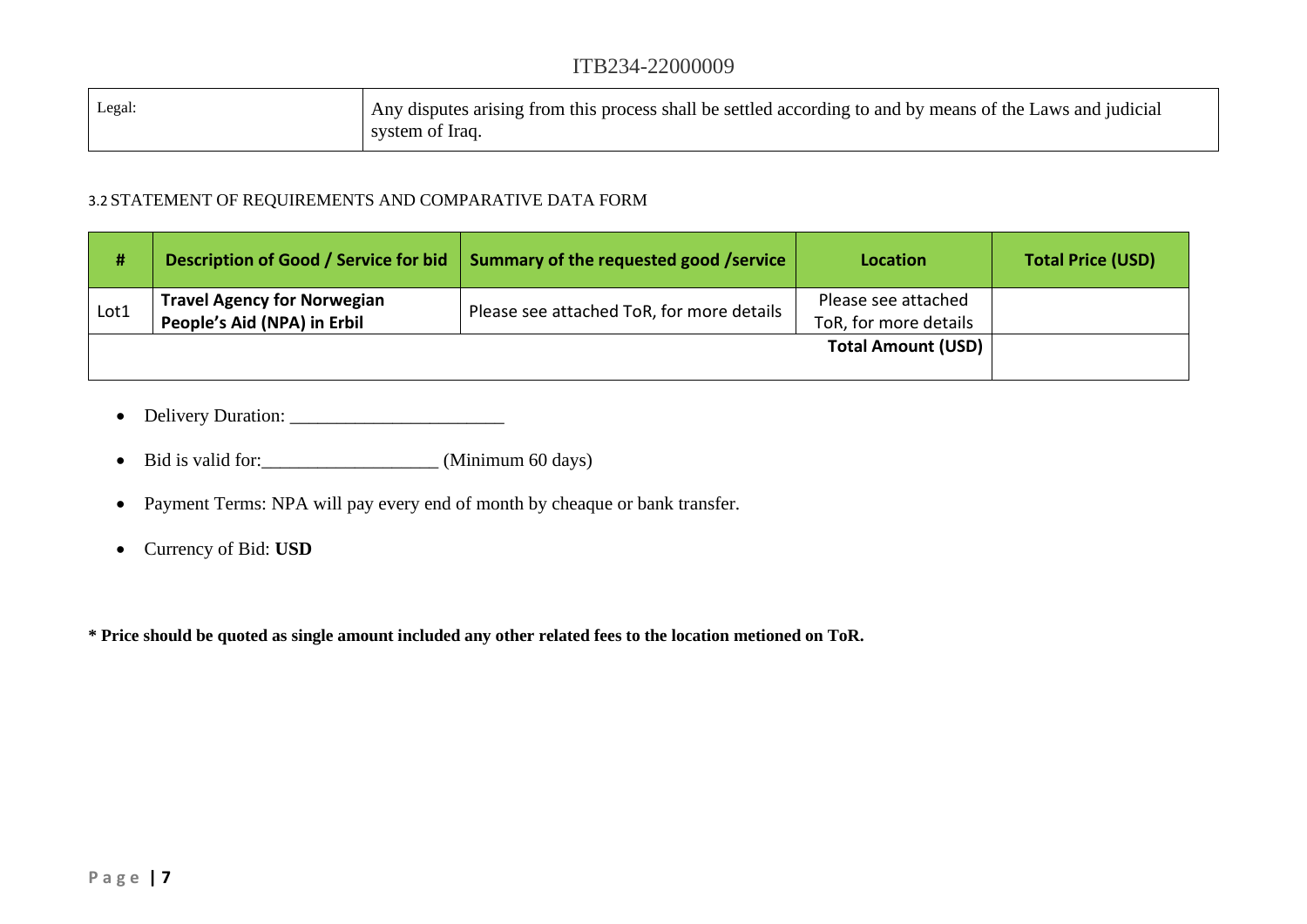| Legal: | Any disputes arising from this process shall be settled according to and by means of the Laws and judicial system of Iraq. |
|---|---|

### 3.2 STATEMENT OF REQUIREMENTS AND COMPARATIVE DATA FORM

| # | Description of Good / Service for bid | Summary of the requested good /service | Location | Total Price (USD) |
|---|---|---|---|---|
| Lot1 | **Travel Agency for Norwegian People's Aid (NPA) in Erbil** | Please see attached ToR, for more details | Please see attached ToR, for more details | |
| | | | **Total Amount (USD)** | |

- Delivery Duration: _______________________
- Bid is valid for:___________________ (Minimum 60 days)
- Payment Terms: NPA will pay every end of month by cheaque or bank transfer.
- Currency of Bid: **USD**

**\* Price should be quoted as single amount included any other related fees to the location metioned on ToR.**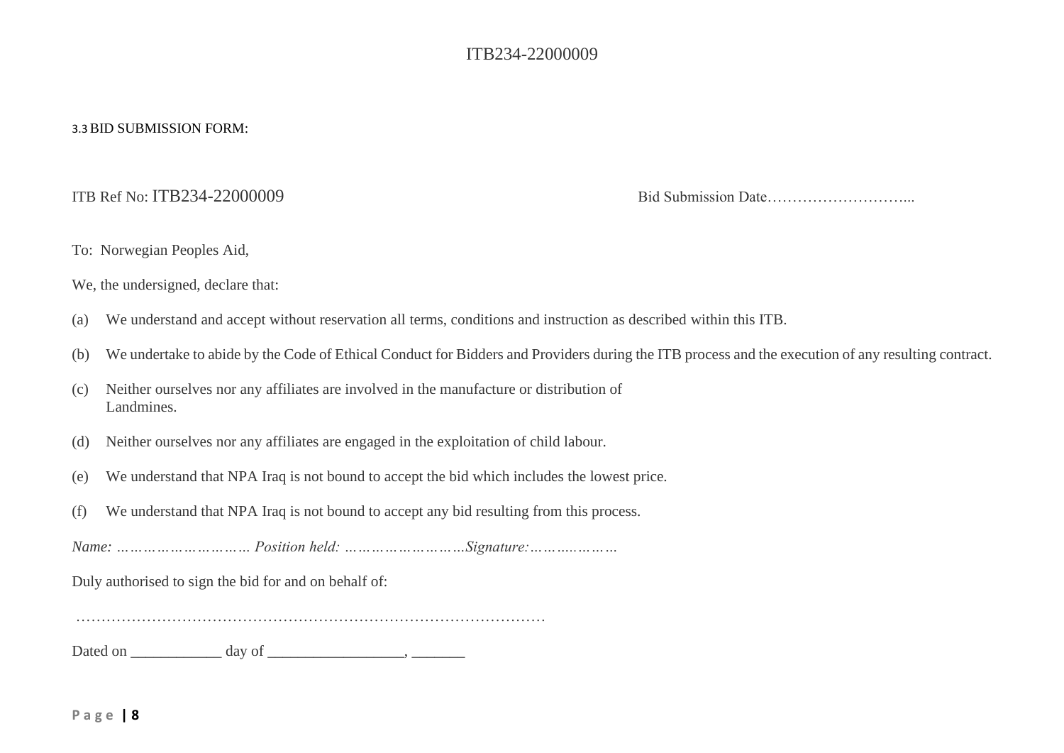### 3.3 BID SUBMISSION FORM:

ITB Ref No: ITB234-22000009 Bid Submission Date………………………...

To: Norwegian Peoples Aid,

We, the undersigned, declare that:

(a) We understand and accept without reservation all terms, conditions and instruction as described within this ITB.

(b) We undertake to abide by the Code of Ethical Conduct for Bidders and Providers during the ITB process and the execution of any resulting contract.

(c) Neither ourselves nor any affiliates are involved in the manufacture or distribution of Landmines.

(d) Neither ourselves nor any affiliates are engaged in the exploitation of child labour.

(e) We understand that NPA Iraq is not bound to accept the bid which includes the lowest price.

(f) We understand that NPA Iraq is not bound to accept any bid resulting from this process.

*Name: ……………………… Position held: ……………………Signature:……….………*

Duly authorised to sign the bid for and on behalf of:

…………………………………………………………………………………

Dated on ____________ day of __________________, _______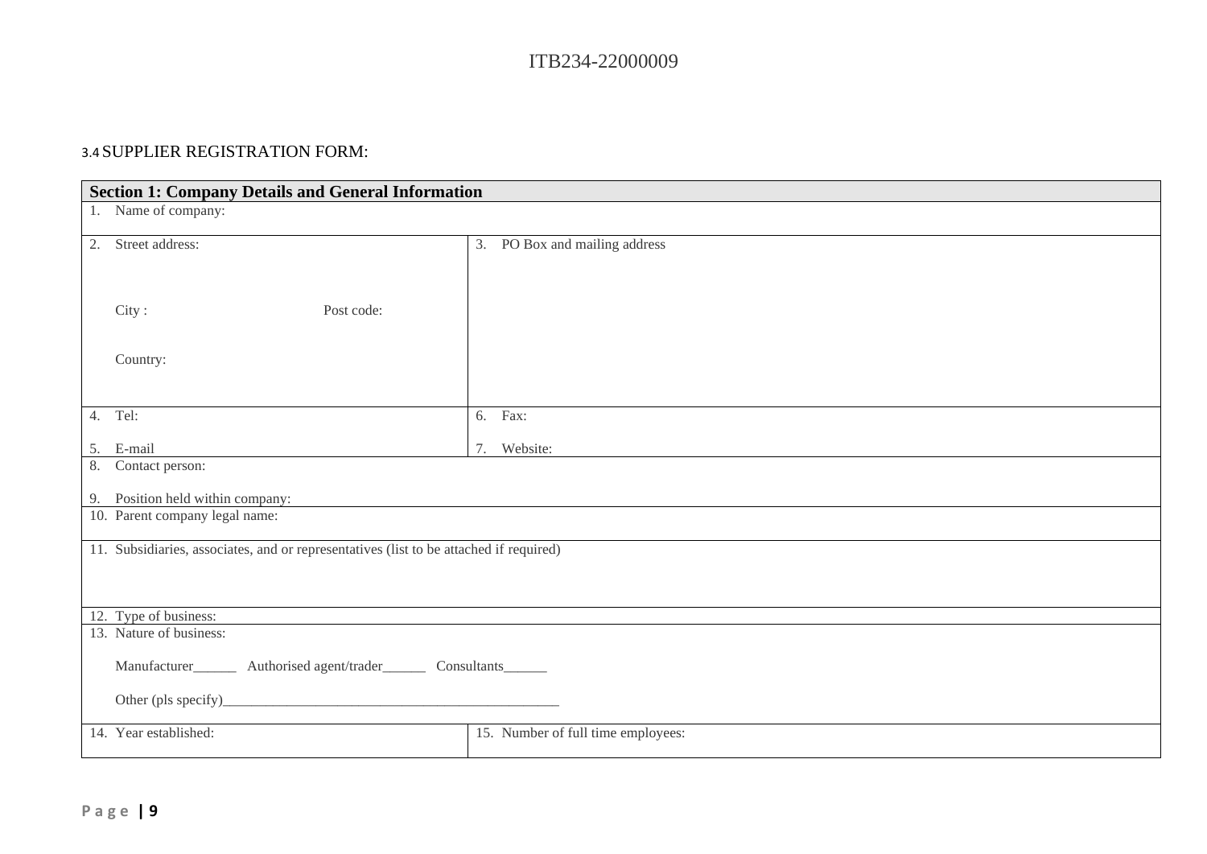### 3.4 SUPPLIER REGISTRATION FORM:

| **Section 1: Company Details and General Information** | |
|---|---|
| 1. Name of company: | |
| 2. Street address:<br><br>City : Post code:<br><br>Country: | 3. PO Box and mailing address |
| 4. Tel:<br><br>5. E-mail | 6. Fax:<br><br>7. Website: |
| 8. Contact person:<br><br>9. Position held within company: | |
| 10. Parent company legal name: | |
| 11. Subsidiaries, associates, and or representatives (list to be attached if required) | |
| 12. Type of business: | |
| 13. Nature of business:<br><br>Manufacturer______ Authorised agent/trader______ Consultants______<br><br>Other (pls specify)_______________________________________________ | |
| 14. Year established: | 15. Number of full time employees: |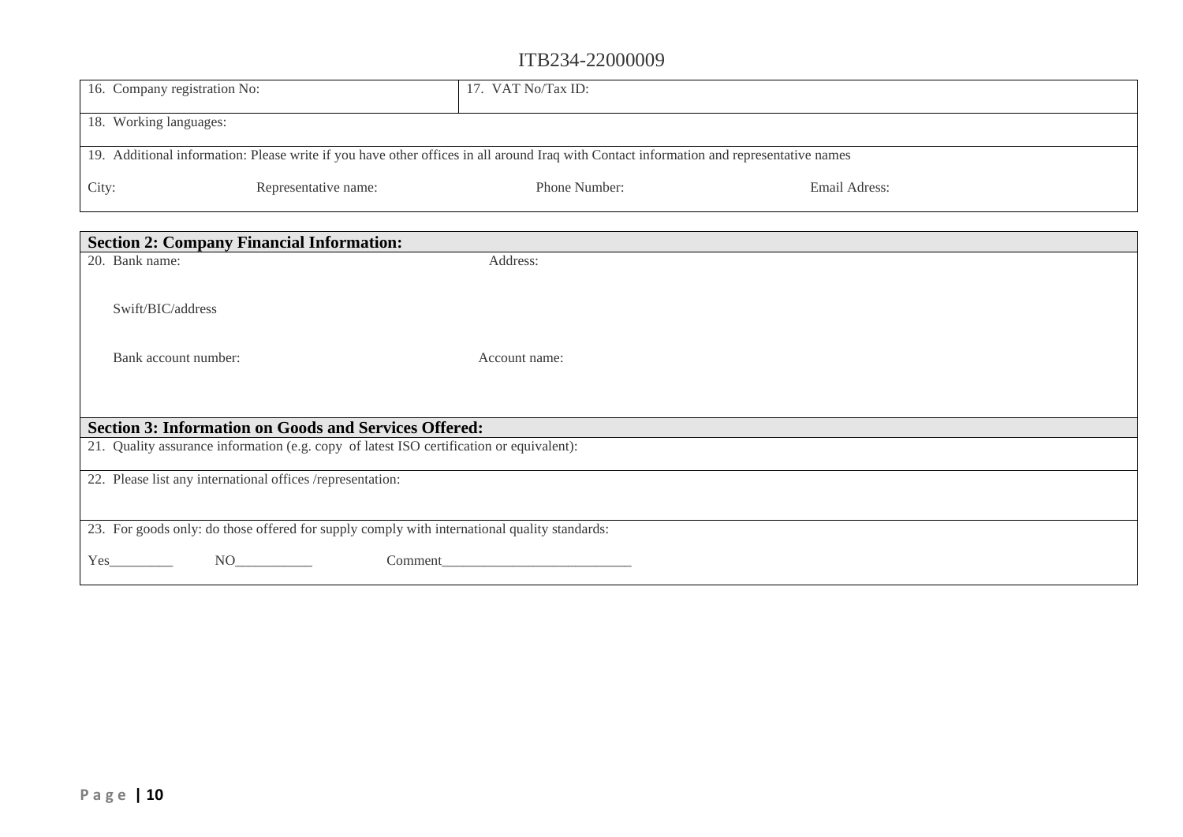| 16. Company registration No: | 17. VAT No/Tax ID: |
|---|---|
| 18. Working languages: | |
| 19. Additional information: Please write if you have other offices in all around Iraq with Contact information and representative names<br><br>City: Representative name: Phone Number: Email Adress: | |

| **Section 2: Company Financial Information:** |
|---|
| 20. Bank name: Address:<br><br>Swift/BIC/address<br><br>Bank account number: Account name: |
| **Section 3: Information on Goods and Services Offered:** |
| 21. Quality assurance information (e.g. copy of latest ISO certification or equivalent): |
| 22. Please list any international offices /representation: |
| 23. For goods only: do those offered for supply comply with international quality standards:<br><br>Yes_________ NO___________ Comment___________________________ |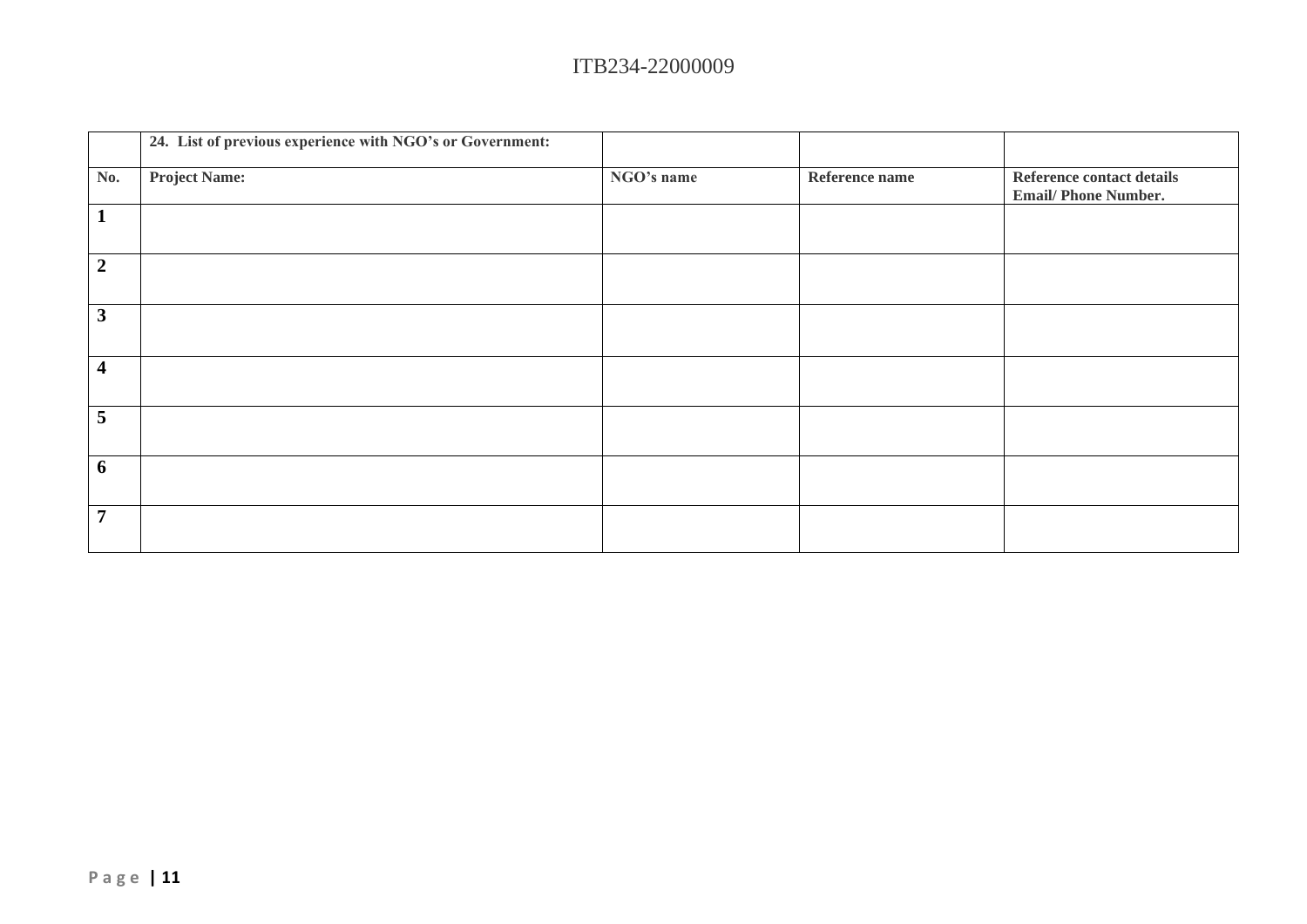| | 24. List of previous experience with NGO's or Government: | | | |
|---|---|---|---|---|
| **No.** | **Project Name:** | **NGO's name** | **Reference name** | **Reference contact details Email/ Phone Number.** |
| **1** | | | | |
| **2** | | | | |
| **3** | | | | |
| **4** | | | | |
| **5** | | | | |
| **6** | | | | |
| **7** | | | | |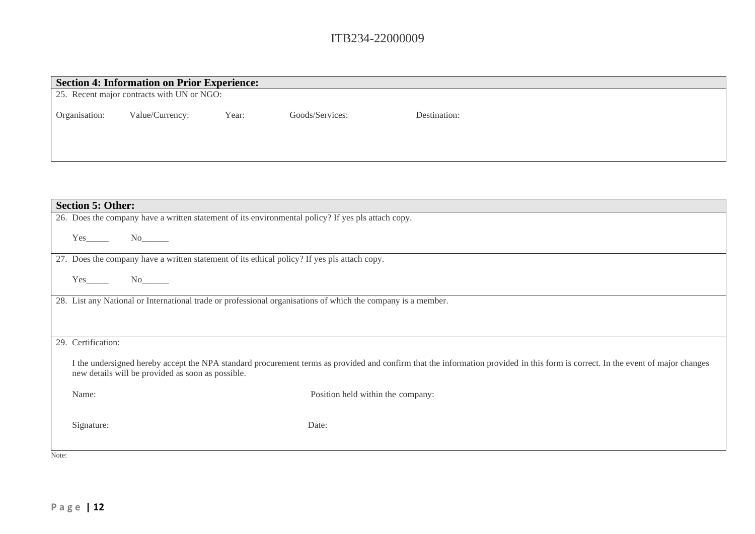## Section 4: Information on Prior Experience:

25. Recent major contracts with UN or NGO:

| Organisation: | Value/Currency: | Year: | Goods/Services: | Destination: |
|---|---|---|---|---|
| | | | | |

## Section 5: Other:

26. Does the company have a written statement of its environmental policy? If yes pls attach copy.

    Yes_____ No______

27. Does the company have a written statement of its ethical policy? If yes pls attach copy.

    Yes_____ No______

28. List any National or International trade or professional organisations of which the company is a member.

29. Certification:

    I the undersigned hereby accept the NPA standard procurement terms as provided and confirm that the information provided in this form is correct. In the event of major changes new details will be provided as soon as possible.

    Name: Position held within the company:

    Signature: Date:

Note: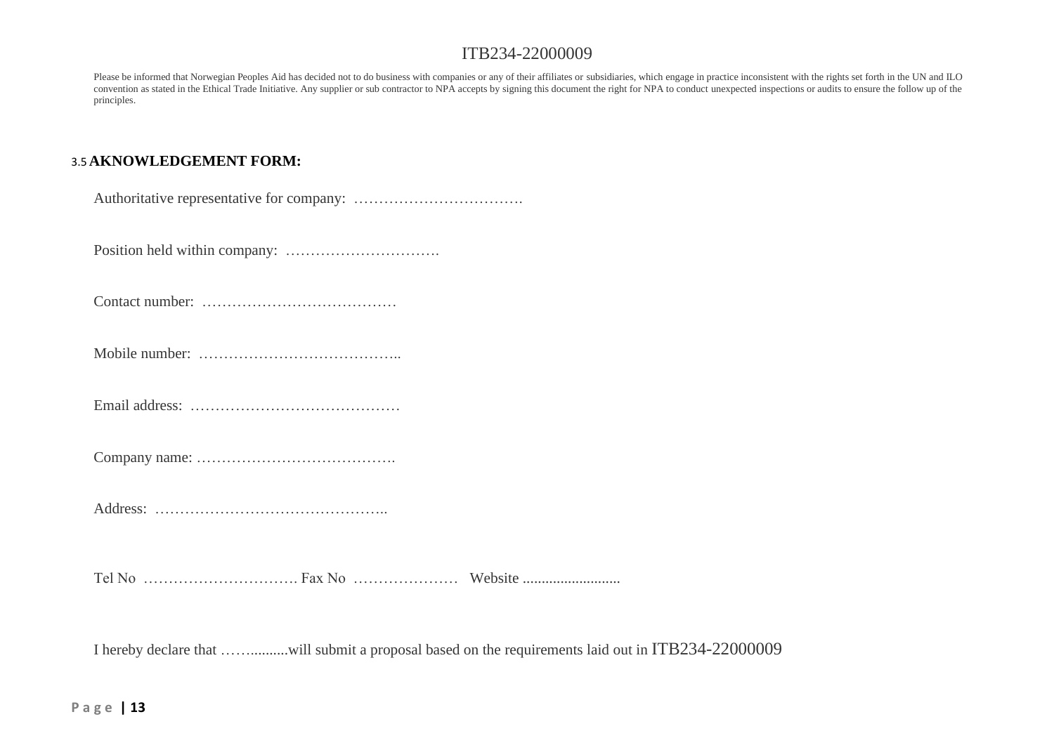Please be informed that Norwegian Peoples Aid has decided not to do business with companies or any of their affiliates or subsidiaries, which engage in practice inconsistent with the rights set forth in the UN and ILO convention as stated in the Ethical Trade Initiative. Any supplier or sub contractor to NPA accepts by signing this document the right for NPA to conduct unexpected inspections or audits to ensure the follow up of the principles.

### 3.5 AKNOWLEDGEMENT FORM:

Authoritative representative for company: …………………………….

Position held within company: ………………………….

Contact number: …………………………………

Mobile number: …………………………………..

Email address: ……………………………………

Company name: ………………………………….

Address: ………………………………………..

Tel No …………………………. Fax No ………………… Website ..........................

I hereby declare that …….........will submit a proposal based on the requirements laid out in ITB234-22000009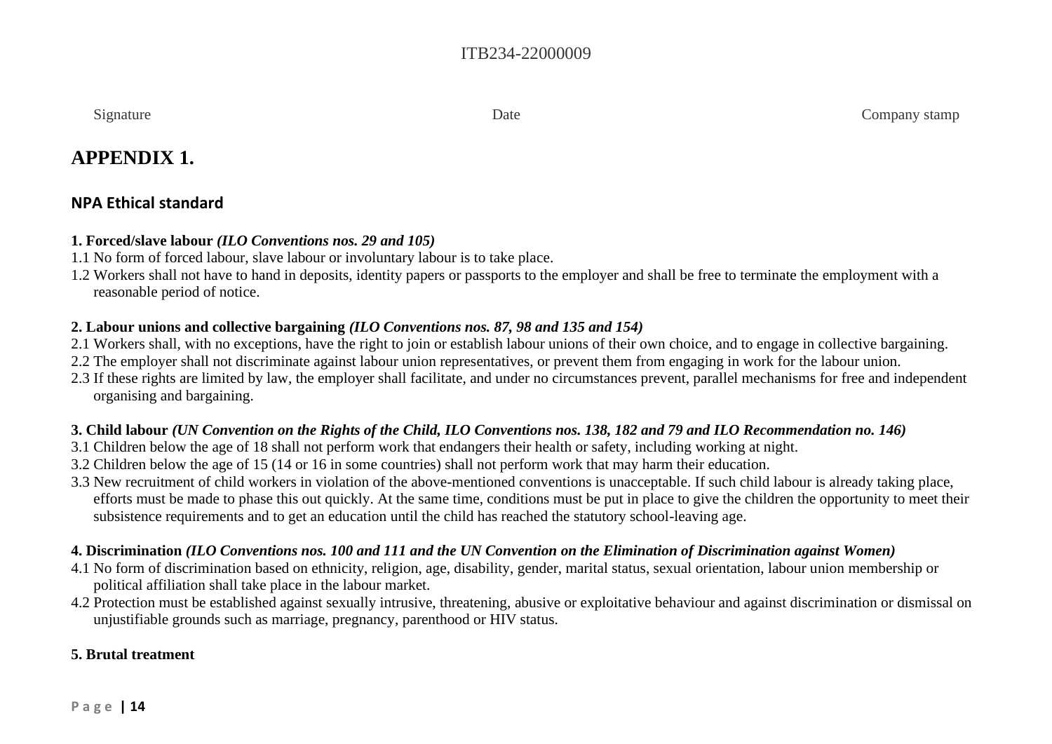Signature | Date | Company stamp

# APPENDIX 1.

## NPA Ethical standard

**1. Forced/slave labour *(ILO Conventions nos. 29 and 105)***

1.1 No form of forced labour, slave labour or involuntary labour is to take place.

1.2 Workers shall not have to hand in deposits, identity papers or passports to the employer and shall be free to terminate the employment with a reasonable period of notice.

**2. Labour unions and collective bargaining *(ILO Conventions nos. 87, 98 and 135 and 154)***

2.1 Workers shall, with no exceptions, have the right to join or establish labour unions of their own choice, and to engage in collective bargaining.

2.2 The employer shall not discriminate against labour union representatives, or prevent them from engaging in work for the labour union.

2.3 If these rights are limited by law, the employer shall facilitate, and under no circumstances prevent, parallel mechanisms for free and independent organising and bargaining.

**3. Child labour *(UN Convention on the Rights of the Child, ILO Conventions nos. 138, 182 and 79 and ILO Recommendation no. 146)***

3.1 Children below the age of 18 shall not perform work that endangers their health or safety, including working at night.

3.2 Children below the age of 15 (14 or 16 in some countries) shall not perform work that may harm their education.

3.3 New recruitment of child workers in violation of the above-mentioned conventions is unacceptable. If such child labour is already taking place, efforts must be made to phase this out quickly. At the same time, conditions must be put in place to give the children the opportunity to meet their subsistence requirements and to get an education until the child has reached the statutory school-leaving age.

**4. Discrimination *(ILO Conventions nos. 100 and 111 and the UN Convention on the Elimination of Discrimination against Women)***

4.1 No form of discrimination based on ethnicity, religion, age, disability, gender, marital status, sexual orientation, labour union membership or political affiliation shall take place in the labour market.

4.2 Protection must be established against sexually intrusive, threatening, abusive or exploitative behaviour and against discrimination or dismissal on unjustifiable grounds such as marriage, pregnancy, parenthood or HIV status.

**5. Brutal treatment**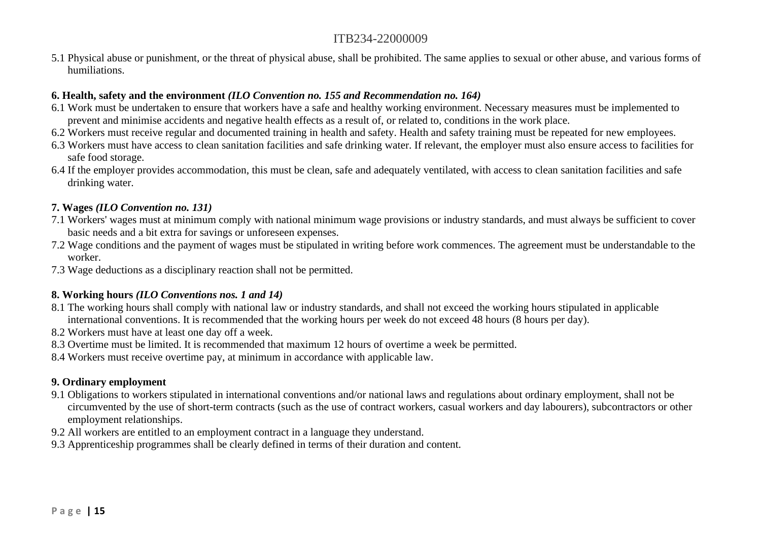5.1 Physical abuse or punishment, or the threat of physical abuse, shall be prohibited. The same applies to sexual or other abuse, and various forms of humiliations.

**6. Health, safety and the environment** ***(ILO Convention no. 155 and Recommendation no. 164)***

6.1 Work must be undertaken to ensure that workers have a safe and healthy working environment. Necessary measures must be implemented to prevent and minimise accidents and negative health effects as a result of, or related to, conditions in the work place.

6.2 Workers must receive regular and documented training in health and safety. Health and safety training must be repeated for new employees.

6.3 Workers must have access to clean sanitation facilities and safe drinking water. If relevant, the employer must also ensure access to facilities for safe food storage.

6.4 If the employer provides accommodation, this must be clean, safe and adequately ventilated, with access to clean sanitation facilities and safe drinking water.

**7. Wages** ***(ILO Convention no. 131)***

7.1 Workers' wages must at minimum comply with national minimum wage provisions or industry standards, and must always be sufficient to cover basic needs and a bit extra for savings or unforeseen expenses.

7.2 Wage conditions and the payment of wages must be stipulated in writing before work commences. The agreement must be understandable to the worker.

7.3 Wage deductions as a disciplinary reaction shall not be permitted.

**8. Working hours** ***(ILO Conventions nos. 1 and 14)***

8.1 The working hours shall comply with national law or industry standards, and shall not exceed the working hours stipulated in applicable international conventions. It is recommended that the working hours per week do not exceed 48 hours (8 hours per day).

8.2 Workers must have at least one day off a week.

8.3 Overtime must be limited. It is recommended that maximum 12 hours of overtime a week be permitted.

8.4 Workers must receive overtime pay, at minimum in accordance with applicable law.

**9. Ordinary employment**

9.1 Obligations to workers stipulated in international conventions and/or national laws and regulations about ordinary employment, shall not be circumvented by the use of short-term contracts (such as the use of contract workers, casual workers and day labourers), subcontractors or other employment relationships.

9.2 All workers are entitled to an employment contract in a language they understand.

9.3 Apprenticeship programmes shall be clearly defined in terms of their duration and content.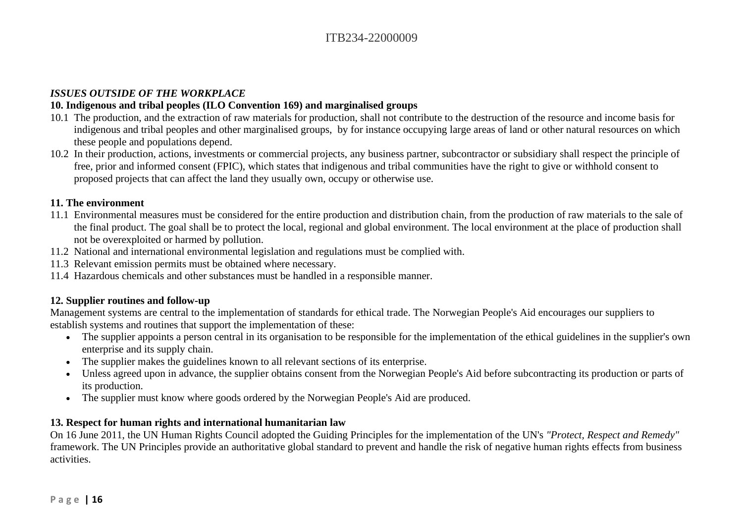***ISSUES OUTSIDE OF THE WORKPLACE***

**10. Indigenous and tribal peoples (ILO Convention 169) and marginalised groups**

10.1 The production, and the extraction of raw materials for production, shall not contribute to the destruction of the resource and income basis for indigenous and tribal peoples and other marginalised groups, by for instance occupying large areas of land or other natural resources on which these people and populations depend.

10.2 In their production, actions, investments or commercial projects, any business partner, subcontractor or subsidiary shall respect the principle of free, prior and informed consent (FPIC), which states that indigenous and tribal communities have the right to give or withhold consent to proposed projects that can affect the land they usually own, occupy or otherwise use.

**11. The environment**

11.1 Environmental measures must be considered for the entire production and distribution chain, from the production of raw materials to the sale of the final product. The goal shall be to protect the local, regional and global environment. The local environment at the place of production shall not be overexploited or harmed by pollution.

11.2 National and international environmental legislation and regulations must be complied with.

11.3 Relevant emission permits must be obtained where necessary.

11.4 Hazardous chemicals and other substances must be handled in a responsible manner.

**12. Supplier routines and follow-up**

Management systems are central to the implementation of standards for ethical trade. The Norwegian People's Aid encourages our suppliers to establish systems and routines that support the implementation of these:

- The supplier appoints a person central in its organisation to be responsible for the implementation of the ethical guidelines in the supplier's own enterprise and its supply chain.
- The supplier makes the guidelines known to all relevant sections of its enterprise.
- Unless agreed upon in advance, the supplier obtains consent from the Norwegian People's Aid before subcontracting its production or parts of its production.
- The supplier must know where goods ordered by the Norwegian People's Aid are produced.

**13. Respect for human rights and international humanitarian law**

On 16 June 2011, the UN Human Rights Council adopted the Guiding Principles for the implementation of the UN's *"Protect, Respect and Remedy"* framework. The UN Principles provide an authoritative global standard to prevent and handle the risk of negative human rights effects from business activities.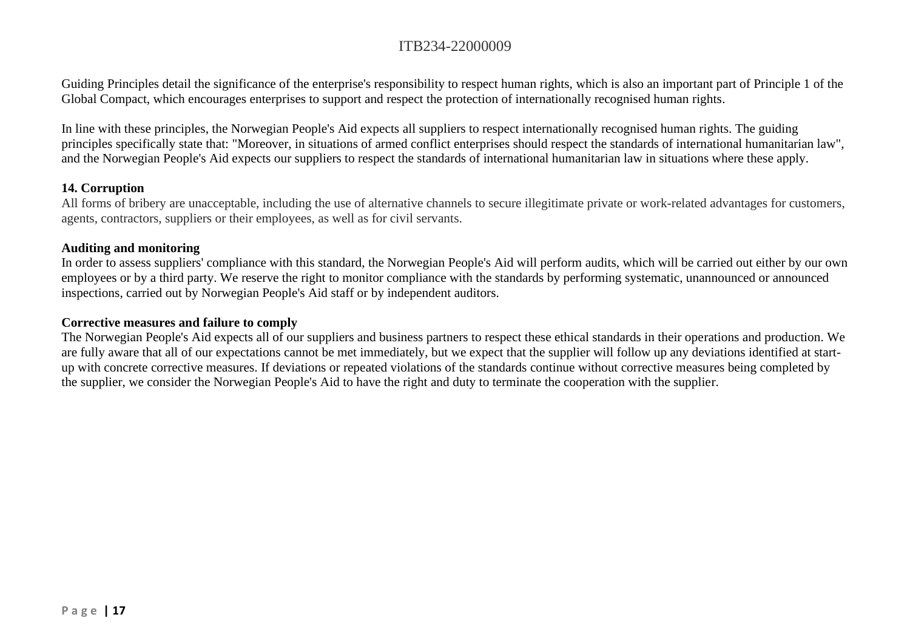Guiding Principles detail the significance of the enterprise's responsibility to respect human rights, which is also an important part of Principle 1 of the Global Compact, which encourages enterprises to support and respect the protection of internationally recognised human rights.

In line with these principles, the Norwegian People's Aid expects all suppliers to respect internationally recognised human rights. The guiding principles specifically state that: "Moreover, in situations of armed conflict enterprises should respect the standards of international humanitarian law", and the Norwegian People's Aid expects our suppliers to respect the standards of international humanitarian law in situations where these apply.

**14. Corruption**

All forms of bribery are unacceptable, including the use of alternative channels to secure illegitimate private or work-related advantages for customers, agents, contractors, suppliers or their employees, as well as for civil servants.

**Auditing and monitoring**

In order to assess suppliers' compliance with this standard, the Norwegian People's Aid will perform audits, which will be carried out either by our own employees or by a third party. We reserve the right to monitor compliance with the standards by performing systematic, unannounced or announced inspections, carried out by Norwegian People's Aid staff or by independent auditors.

**Corrective measures and failure to comply**

The Norwegian People's Aid expects all of our suppliers and business partners to respect these ethical standards in their operations and production. We are fully aware that all of our expectations cannot be met immediately, but we expect that the supplier will follow up any deviations identified at start-up with concrete corrective measures. If deviations or repeated violations of the standards continue without corrective measures being completed by the supplier, we consider the Norwegian People's Aid to have the right and duty to terminate the cooperation with the supplier.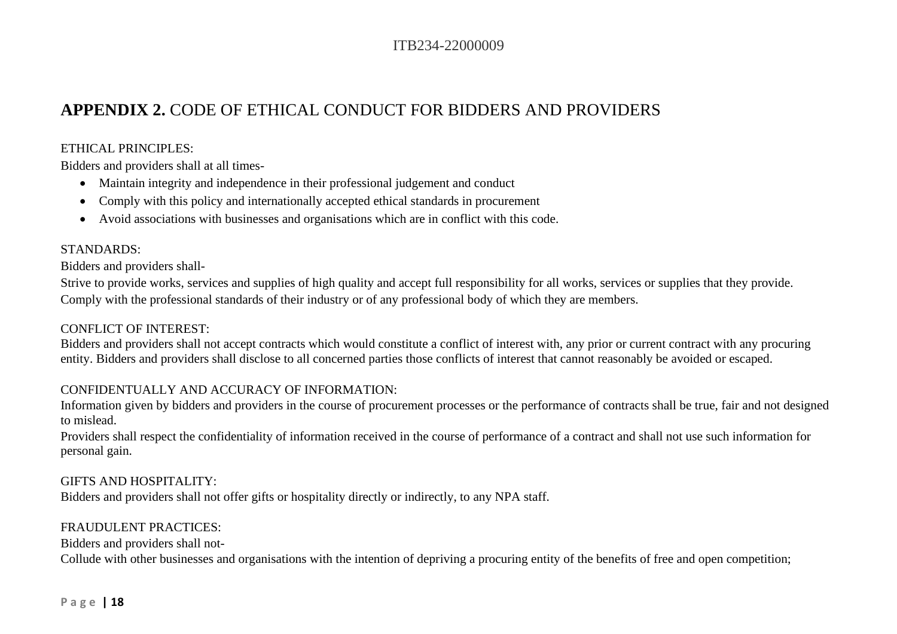## **APPENDIX 2.** CODE OF ETHICAL CONDUCT FOR BIDDERS AND PROVIDERS

ETHICAL PRINCIPLES:

Bidders and providers shall at all times-

- Maintain integrity and independence in their professional judgement and conduct
- Comply with this policy and internationally accepted ethical standards in procurement
- Avoid associations with businesses and organisations which are in conflict with this code.

STANDARDS:

Bidders and providers shall-

Strive to provide works, services and supplies of high quality and accept full responsibility for all works, services or supplies that they provide.

Comply with the professional standards of their industry or of any professional body of which they are members.

CONFLICT OF INTEREST:

Bidders and providers shall not accept contracts which would constitute a conflict of interest with, any prior or current contract with any procuring entity. Bidders and providers shall disclose to all concerned parties those conflicts of interest that cannot reasonably be avoided or escaped.

CONFIDENTUALLY AND ACCURACY OF INFORMATION:

Information given by bidders and providers in the course of procurement processes or the performance of contracts shall be true, fair and not designed to mislead.

Providers shall respect the confidentiality of information received in the course of performance of a contract and shall not use such information for personal gain.

GIFTS AND HOSPITALITY:

Bidders and providers shall not offer gifts or hospitality directly or indirectly, to any NPA staff.

FRAUDULENT PRACTICES:

Bidders and providers shall not-

Collude with other businesses and organisations with the intention of depriving a procuring entity of the benefits of free and open competition;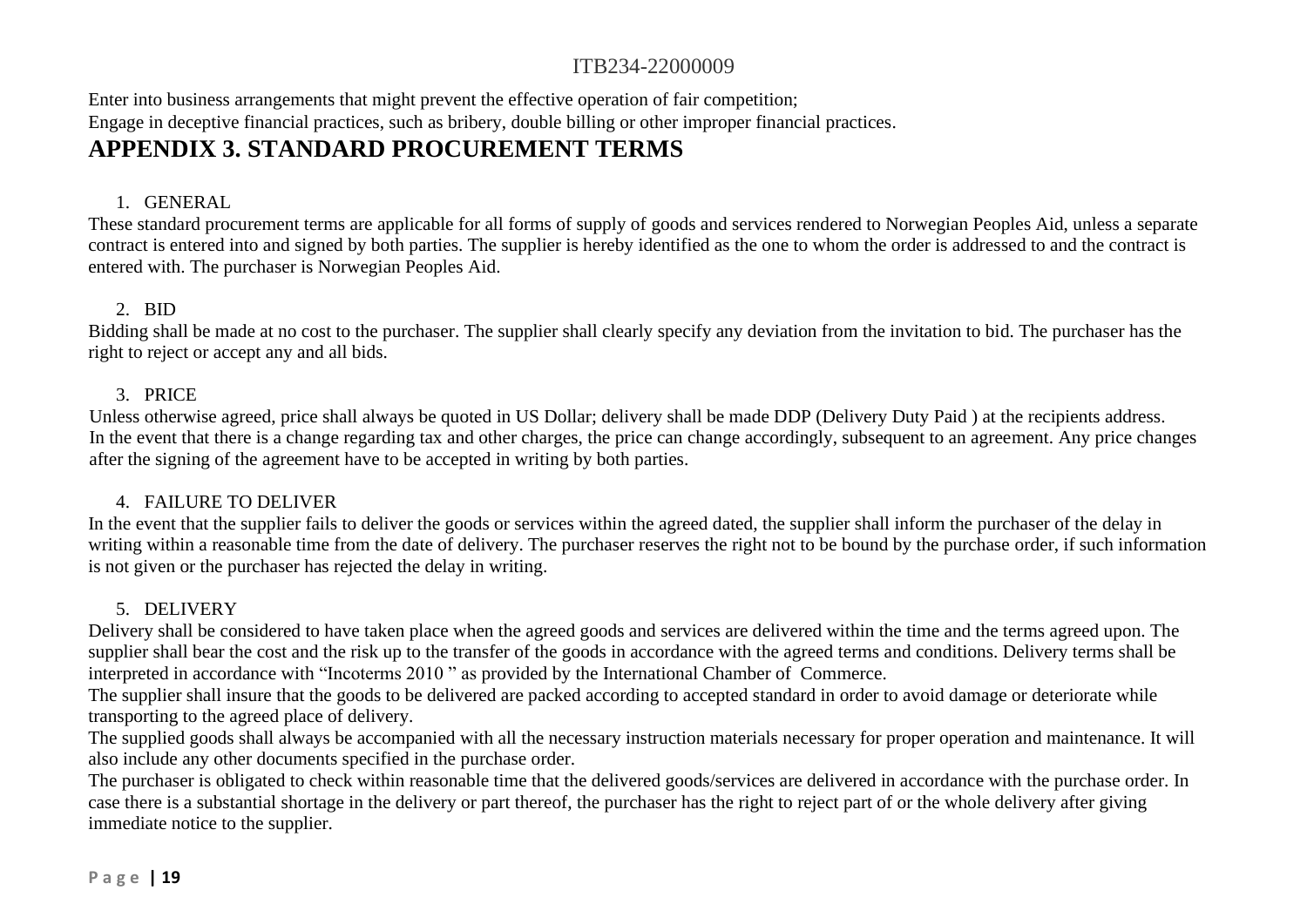Enter into business arrangements that might prevent the effective operation of fair competition;
Engage in deceptive financial practices, such as bribery, double billing or other improper financial practices.

# APPENDIX 3. STANDARD PROCUREMENT TERMS

1. GENERAL

These standard procurement terms are applicable for all forms of supply of goods and services rendered to Norwegian Peoples Aid, unless a separate contract is entered into and signed by both parties. The supplier is hereby identified as the one to whom the order is addressed to and the contract is entered with. The purchaser is Norwegian Peoples Aid.

2. BID

Bidding shall be made at no cost to the purchaser. The supplier shall clearly specify any deviation from the invitation to bid. The purchaser has the right to reject or accept any and all bids.

3. PRICE

Unless otherwise agreed, price shall always be quoted in US Dollar; delivery shall be made DDP (Delivery Duty Paid ) at the recipients address.
In the event that there is a change regarding tax and other charges, the price can change accordingly, subsequent to an agreement. Any price changes after the signing of the agreement have to be accepted in writing by both parties.

4. FAILURE TO DELIVER

In the event that the supplier fails to deliver the goods or services within the agreed dated, the supplier shall inform the purchaser of the delay in writing within a reasonable time from the date of delivery. The purchaser reserves the right not to be bound by the purchase order, if such information is not given or the purchaser has rejected the delay in writing.

5. DELIVERY

Delivery shall be considered to have taken place when the agreed goods and services are delivered within the time and the terms agreed upon. The supplier shall bear the cost and the risk up to the transfer of the goods in accordance with the agreed terms and conditions. Delivery terms shall be interpreted in accordance with "Incoterms 2010 " as provided by the International Chamber of Commerce.
The supplier shall insure that the goods to be delivered are packed according to accepted standard in order to avoid damage or deteriorate while transporting to the agreed place of delivery.
The supplied goods shall always be accompanied with all the necessary instruction materials necessary for proper operation and maintenance. It will also include any other documents specified in the purchase order.
The purchaser is obligated to check within reasonable time that the delivered goods/services are delivered in accordance with the purchase order. In case there is a substantial shortage in the delivery or part thereof, the purchaser has the right to reject part of or the whole delivery after giving immediate notice to the supplier.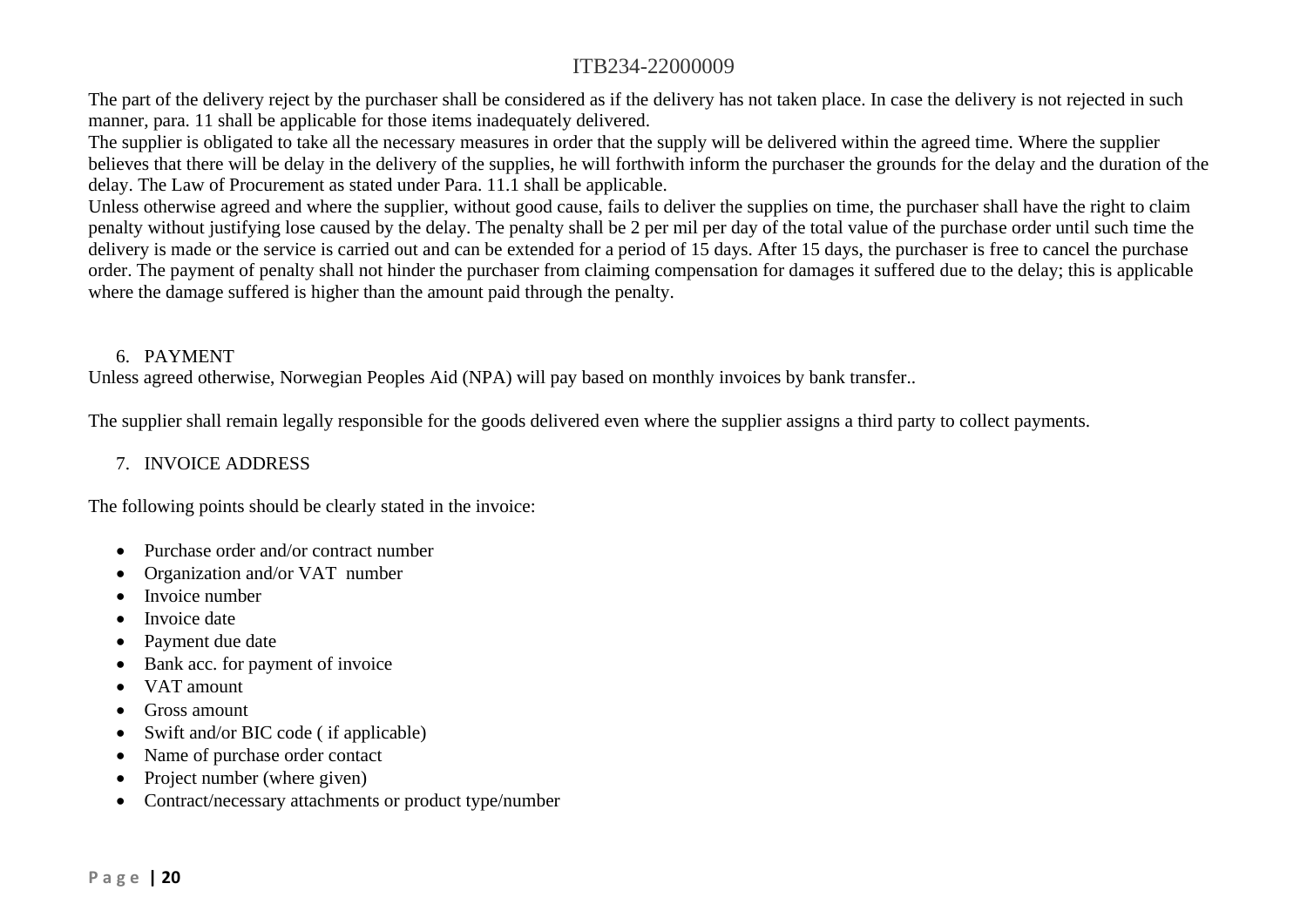The part of the delivery reject by the purchaser shall be considered as if the delivery has not taken place. In case the delivery is not rejected in such manner, para. 11 shall be applicable for those items inadequately delivered.

The supplier is obligated to take all the necessary measures in order that the supply will be delivered within the agreed time. Where the supplier believes that there will be delay in the delivery of the supplies, he will forthwith inform the purchaser the grounds for the delay and the duration of the delay. The Law of Procurement as stated under Para. 11.1 shall be applicable.

Unless otherwise agreed and where the supplier, without good cause, fails to deliver the supplies on time, the purchaser shall have the right to claim penalty without justifying lose caused by the delay. The penalty shall be 2 per mil per day of the total value of the purchase order until such time the delivery is made or the service is carried out and can be extended for a period of 15 days. After 15 days, the purchaser is free to cancel the purchase order. The payment of penalty shall not hinder the purchaser from claiming compensation for damages it suffered due to the delay; this is applicable where the damage suffered is higher than the amount paid through the penalty.

6. PAYMENT

Unless agreed otherwise, Norwegian Peoples Aid (NPA) will pay based on monthly invoices by bank transfer..

The supplier shall remain legally responsible for the goods delivered even where the supplier assigns a third party to collect payments.

7. INVOICE ADDRESS

The following points should be clearly stated in the invoice:

- Purchase order and/or contract number
- Organization and/or VAT number
- Invoice number
- Invoice date
- Payment due date
- Bank acc. for payment of invoice
- VAT amount
- Gross amount
- Swift and/or BIC code ( if applicable)
- Name of purchase order contact
- Project number (where given)
- Contract/necessary attachments or product type/number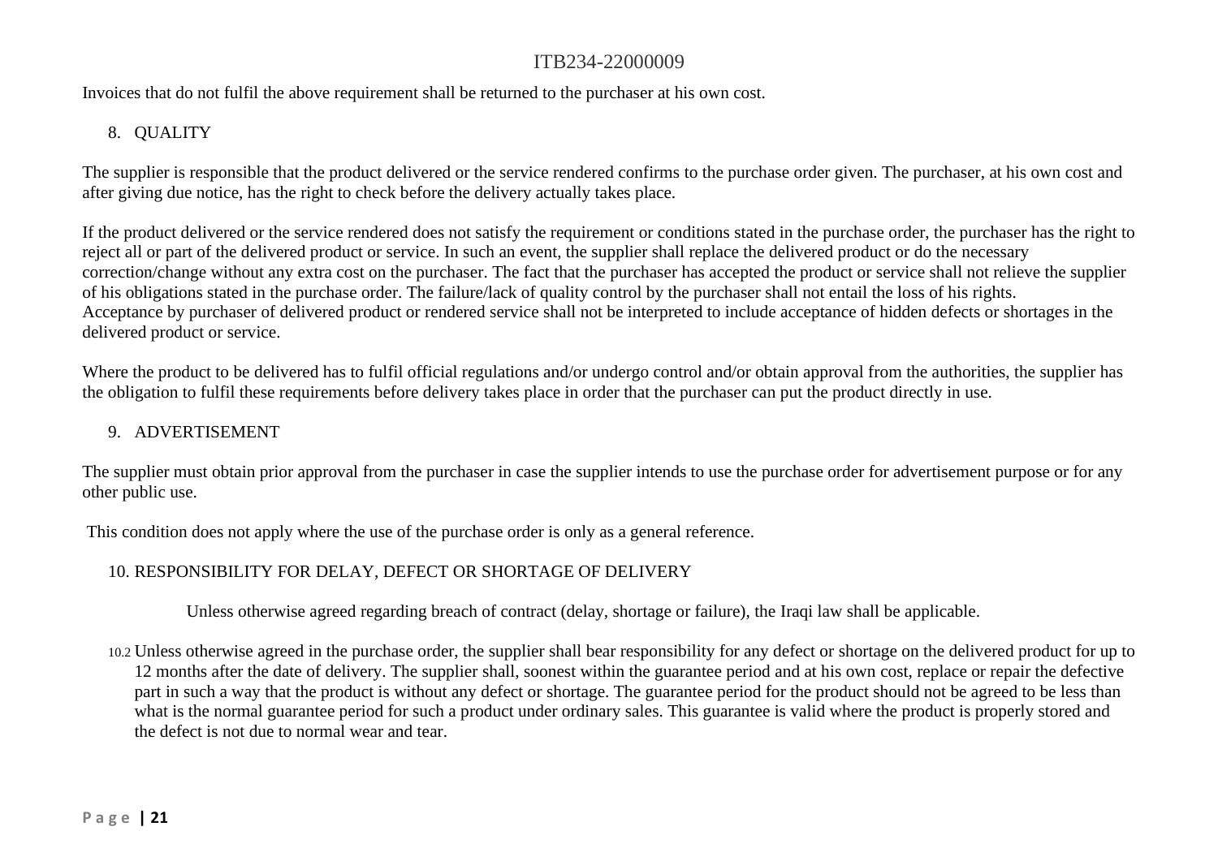Invoices that do not fulfil the above requirement shall be returned to the purchaser at his own cost.

8. QUALITY

The supplier is responsible that the product delivered or the service rendered confirms to the purchase order given. The purchaser, at his own cost and after giving due notice, has the right to check before the delivery actually takes place.

If the product delivered or the service rendered does not satisfy the requirement or conditions stated in the purchase order, the purchaser has the right to reject all or part of the delivered product or service. In such an event, the supplier shall replace the delivered product or do the necessary correction/change without any extra cost on the purchaser. The fact that the purchaser has accepted the product or service shall not relieve the supplier of his obligations stated in the purchase order. The failure/lack of quality control by the purchaser shall not entail the loss of his rights.
Acceptance by purchaser of delivered product or rendered service shall not be interpreted to include acceptance of hidden defects or shortages in the delivered product or service.

Where the product to be delivered has to fulfil official regulations and/or undergo control and/or obtain approval from the authorities, the supplier has the obligation to fulfil these requirements before delivery takes place in order that the purchaser can put the product directly in use.

9. ADVERTISEMENT

The supplier must obtain prior approval from the purchaser in case the supplier intends to use the purchase order for advertisement purpose or for any other public use.

This condition does not apply where the use of the purchase order is only as a general reference.

10. RESPONSIBILITY FOR DELAY, DEFECT OR SHORTAGE OF DELIVERY

Unless otherwise agreed regarding breach of contract (delay, shortage or failure), the Iraqi law shall be applicable.

10.2 Unless otherwise agreed in the purchase order, the supplier shall bear responsibility for any defect or shortage on the delivered product for up to 12 months after the date of delivery. The supplier shall, soonest within the guarantee period and at his own cost, replace or repair the defective part in such a way that the product is without any defect or shortage. The guarantee period for the product should not be agreed to be less than what is the normal guarantee period for such a product under ordinary sales. This guarantee is valid where the product is properly stored and the defect is not due to normal wear and tear.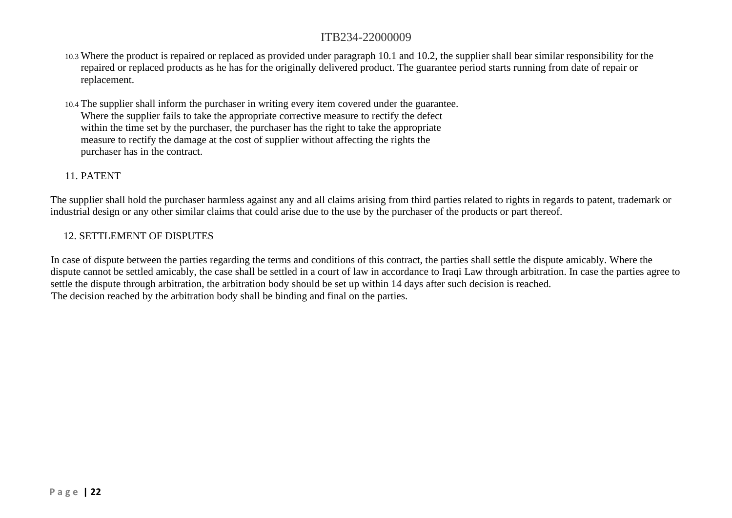10.3 Where the product is repaired or replaced as provided under paragraph 10.1 and 10.2, the supplier shall bear similar responsibility for the repaired or replaced products as he has for the originally delivered product. The guarantee period starts running from date of repair or replacement.

10.4 The supplier shall inform the purchaser in writing every item covered under the guarantee. Where the supplier fails to take the appropriate corrective measure to rectify the defect within the time set by the purchaser, the purchaser has the right to take the appropriate measure to rectify the damage at the cost of supplier without affecting the rights the purchaser has in the contract.

## 11. PATENT

The supplier shall hold the purchaser harmless against any and all claims arising from third parties related to rights in regards to patent, trademark or industrial design or any other similar claims that could arise due to the use by the purchaser of the products or part thereof.

## 12. SETTLEMENT OF DISPUTES

In case of dispute between the parties regarding the terms and conditions of this contract, the parties shall settle the dispute amicably. Where the dispute cannot be settled amicably, the case shall be settled in a court of law in accordance to Iraqi Law through arbitration. In case the parties agree to settle the dispute through arbitration, the arbitration body should be set up within 14 days after such decision is reached.
The decision reached by the arbitration body shall be binding and final on the parties.